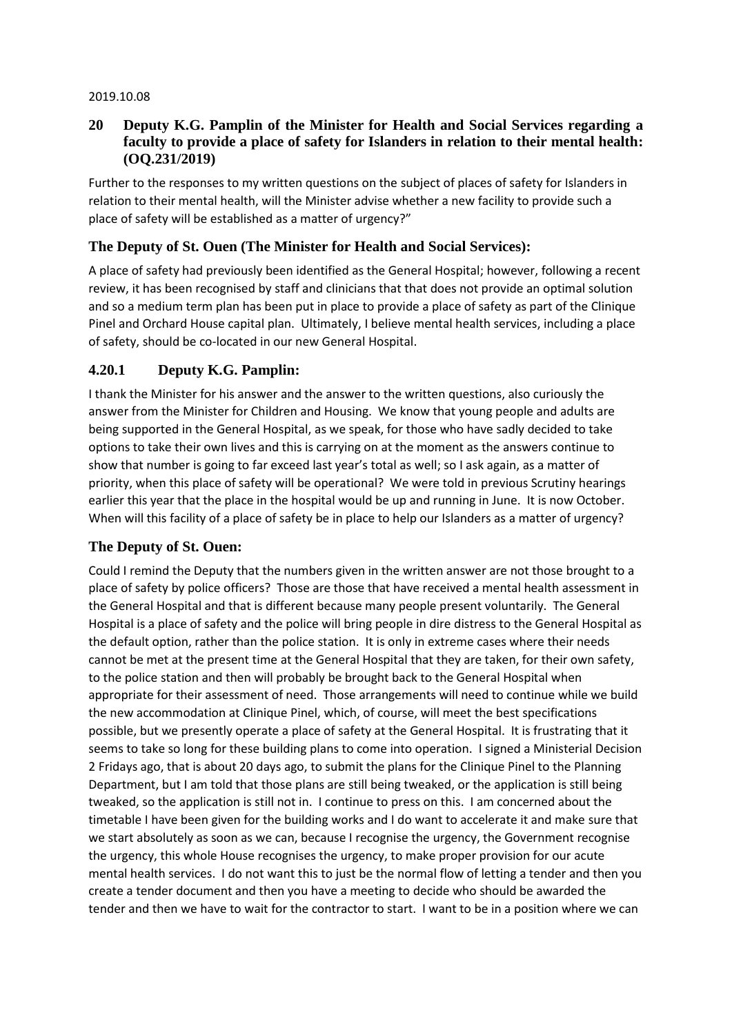2019.10.08

## 20 Deputy K.G. Pamplin of the Minister for Health and Social Services regarding a faculty to provide a place of safety for Islanders in relation to their mental health: (OQ.231/2019)

Further to the responses to my written questions on the subject of places of safety for Islanders in relation to their mental health, will the Minister advise whether a new facility to provide such a place of safety will be established as a matter of urgency?"

### The Deputy of St. Ouen (The Minister for Health and Social Services):

A place of safety had previously been identified as the General Hospital; however, following a recent review, it has been recognised by staff and clinicians that that does not provide an optimal solution and so a medium term plan has been put in place to provide a place of safety as part of the Clinique Pinel and Orchard House capital plan. Ultimately, I believe mental health services, including a place of safety, should be co-located in our new General Hospital.

### 4.20.1 Deputy K.G. Pamplin:

I thank the Minister for his answer and the answer to the written questions, also curiously the answer from the Minister for Children and Housing. We know that young people and adults are being supported in the General Hospital, as we speak, for those who have sadly decided to take options to take their own lives and this is carrying on at the moment as the answers continue to show that number is going to far exceed last year's total as well; so I ask again, as a matter of priority, when this place of safety will be operational? We were told in previous Scrutiny hearings earlier this year that the place in the hospital would be up and running in June. It is now October. When will this facility of a place of safety be in place to help our Islanders as a matter of urgency?

### The Deputy of St. Ouen:

Could I remind the Deputy that the numbers given in the written answer are not those brought to a place of safety by police officers? Those are those that have received a mental health assessment in the General Hospital and that is different because many people present voluntarily. The General Hospital is a place of safety and the police will bring people in dire distress to the General Hospital as the default option, rather than the police station. It is only in extreme cases where their needs cannot be met at the present time at the General Hospital that they are taken, for their own safety, to the police station and then will probably be brought back to the General Hospital when appropriate for their assessment of need. Those arrangements will need to continue while we build the new accommodation at Clinique Pinel, which, of course, will meet the best specifications possible, but we presently operate a place of safety at the General Hospital. It is frustrating that it seems to take so long for these building plans to come into operation. I signed a Ministerial Decision 2 Fridays ago, that is about 20 days ago, to submit the plans for the Clinique Pinel to the Planning Department, but I am told that those plans are still being tweaked, or the application is still being tweaked, so the application is still not in. I continue to press on this. I am concerned about the timetable I have been given for the building works and I do want to accelerate it and make sure that we start absolutely as soon as we can, because I recognise the urgency, the Government recognise the urgency, this whole House recognises the urgency, to make proper provision for our acute mental health services. I do not want this to just be the normal flow of letting a tender and then you create a tender document and then you have a meeting to decide who should be awarded the tender and then we have to wait for the contractor to start. I want to be in a position where we can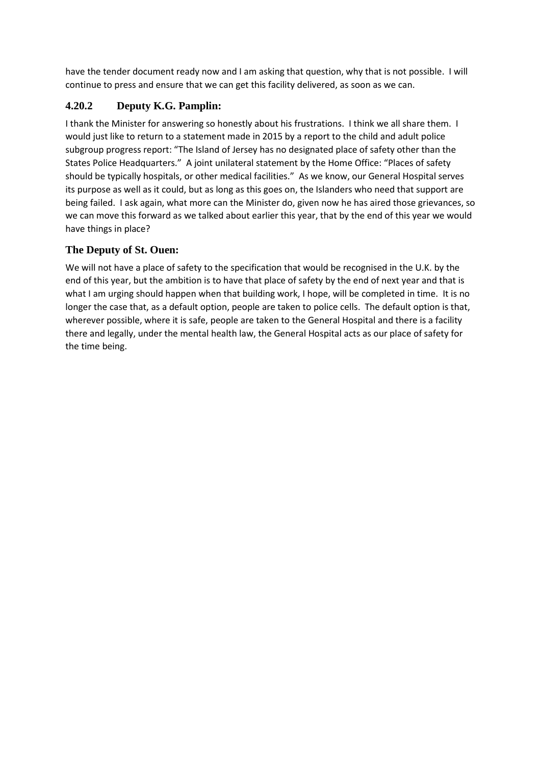have the tender document ready now and I am asking that question, why that is not possible. I will continue to press and ensure that we can get this facility delivered, as soon as we can.

### 4.20.2 Deputy K.G. Pamplin:

I thank the Minister for answering so honestly about his frustrations. I think we all share them. I would just like to return to a statement made in 2015 by a report to the child and adult police subgroup progress report: "The Island of Jersey has no designated place of safety other than the States Police Headquarters." A joint unilateral statement by the Home Office: "Places of safety should be typically hospitals, or other medical facilities." As we know, our General Hospital serves its purpose as well as it could, but as long as this goes on, the Islanders who need that support are being failed. I ask again, what more can the Minister do, given now he has aired those grievances, so we can move this forward as we talked about earlier this year, that by the end of this year we would have things in place?

### The Deputy of St. Ouen:

We will not have a place of safety to the specification that would be recognised in the U.K. by the end of this year, but the ambition is to have that place of safety by the end of next year and that is what I am urging should happen when that building work, I hope, will be completed in time. It is no longer the case that, as a default option, people are taken to police cells. The default option is that, wherever possible, where it is safe, people are taken to the General Hospital and there is a facility there and legally, under the mental health law, the General Hospital acts as our place of safety for the time being.